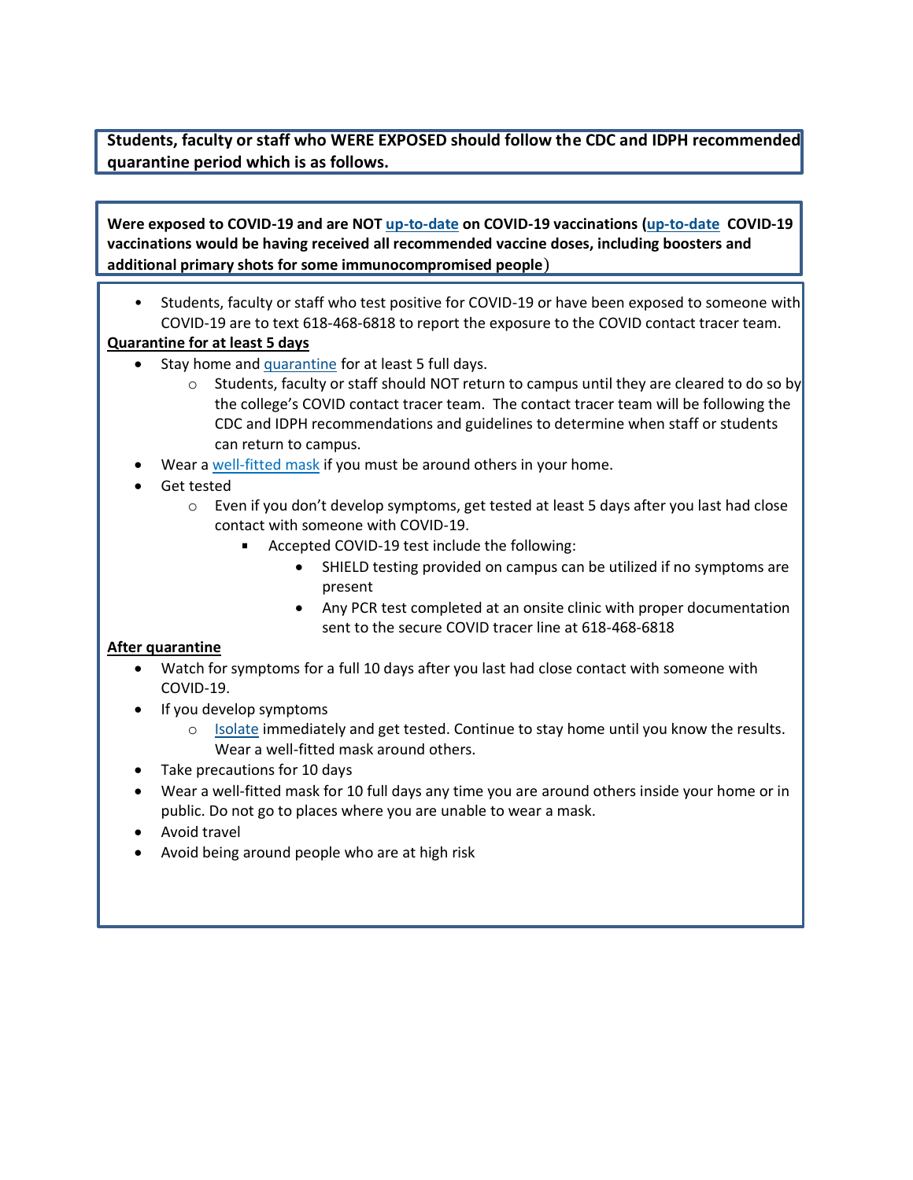**Students, faculty or staff who WERE EXPOSED should follow the CDC and IDPH recommended quarantine period which is as follows.**

**Were exposed to COVID-19 and are NOT up-to-date on COVID-19 vaccinations (up-to-date COVID-19 vaccinations would be having received all recommended vaccine doses, including boosters and additional primary shots for some immunocompromised people)**

- Students, faculty or staff who test positive for COVID-19 or have been exposed to someone with COVID-19 are to text 618-468-6818 to report the exposure to the COVID contact tracer team.

**Quarantine for at least 5 days**

- Stay home and quarantine for at least 5 full days.
  - Students, faculty or staff should NOT return to campus until they are cleared to do so by the college's COVID contact tracer team. The contact tracer team will be following the CDC and IDPH recommendations and guidelines to determine when staff or students can return to campus.
- Wear a well-fitted mask if you must be around others in your home.
- Get tested
  - Even if you don't develop symptoms, get tested at least 5 days after you last had close contact with someone with COVID-19.
    - Accepted COVID-19 test include the following:
      - SHIELD testing provided on campus can be utilized if no symptoms are present
      - Any PCR test completed at an onsite clinic with proper documentation sent to the secure COVID tracer line at 618-468-6818

**After quarantine**

- Watch for symptoms for a full 10 days after you last had close contact with someone with COVID-19.
- If you develop symptoms
  - Isolate immediately and get tested. Continue to stay home until you know the results. Wear a well-fitted mask around others.
- Take precautions for 10 days
- Wear a well-fitted mask for 10 full days any time you are around others inside your home or in public. Do not go to places where you are unable to wear a mask.
- Avoid travel
- Avoid being around people who are at high risk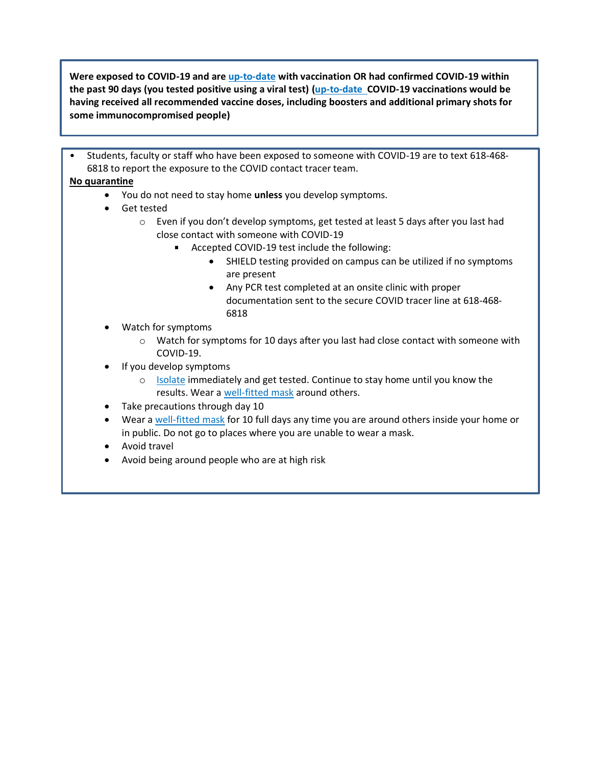**Were exposed to COVID-19 and are up-to-date with vaccination OR had confirmed COVID-19 within the past 90 days (you tested positive using a viral test) (up-to-date COVID-19 vaccinations would be having received all recommended vaccine doses, including boosters and additional primary shots for some immunocompromised people)**

- Students, faculty or staff who have been exposed to someone with COVID-19 are to text 618-468-6818 to report the exposure to the COVID contact tracer team.

**No quarantine**

- You do not need to stay home **unless** you develop symptoms.
- Get tested
  - Even if you don't develop symptoms, get tested at least 5 days after you last had close contact with someone with COVID-19
    - Accepted COVID-19 test include the following:
      - SHIELD testing provided on campus can be utilized if no symptoms are present
      - Any PCR test completed at an onsite clinic with proper documentation sent to the secure COVID tracer line at 618-468-6818
- Watch for symptoms
  - Watch for symptoms for 10 days after you last had close contact with someone with COVID-19.
- If you develop symptoms
  - Isolate immediately and get tested. Continue to stay home until you know the results. Wear a well-fitted mask around others.
- Take precautions through day 10
- Wear a well-fitted mask for 10 full days any time you are around others inside your home or in public. Do not go to places where you are unable to wear a mask.
- Avoid travel
- Avoid being around people who are at high risk